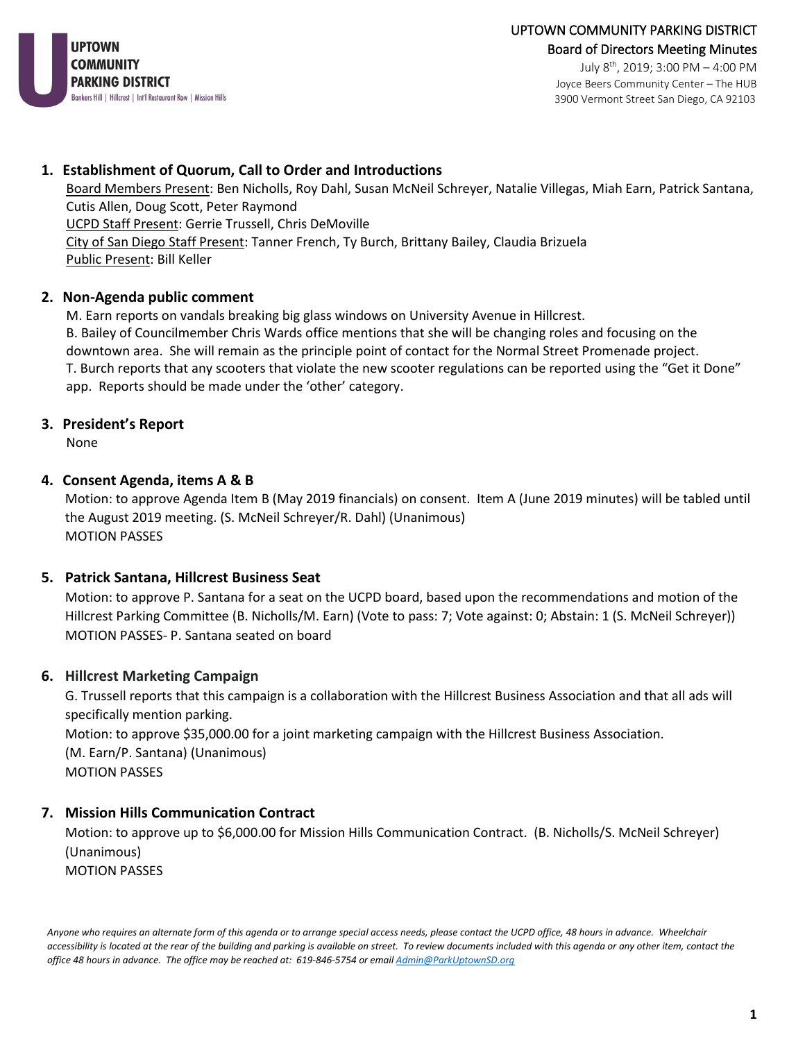UPTOWN COMMUNITY PARKING DISTRICT
Bankers Hill | Hillcrest | Int'l Restaurant Row | Mission Hills

# UPTOWN COMMUNITY PARKING DISTRICT

## Board of Directors Meeting Minutes

July 8th, 2019; 3:00 PM – 4:00 PM
Joyce Beers Community Center – The HUB
3900 Vermont Street San Diego, CA 92103

### 1. Establishment of Quorum, Call to Order and Introductions

Board Members Present: Ben Nicholls, Roy Dahl, Susan McNeil Schreyer, Natalie Villegas, Miah Earn, Patrick Santana, Cutis Allen, Doug Scott, Peter Raymond
UCPD Staff Present: Gerrie Trussell, Chris DeMoville
City of San Diego Staff Present: Tanner French, Ty Burch, Brittany Bailey, Claudia Brizuela
Public Present: Bill Keller

### 2. Non-Agenda public comment

M. Earn reports on vandals breaking big glass windows on University Avenue in Hillcrest.
B. Bailey of Councilmember Chris Wards office mentions that she will be changing roles and focusing on the downtown area. She will remain as the principle point of contact for the Normal Street Promenade project.
T. Burch reports that any scooters that violate the new scooter regulations can be reported using the "Get it Done" app. Reports should be made under the 'other' category.

### 3. President's Report

None

### 4. Consent Agenda, items A & B

Motion: to approve Agenda Item B (May 2019 financials) on consent. Item A (June 2019 minutes) will be tabled until the August 2019 meeting. (S. McNeil Schreyer/R. Dahl) (Unanimous)
MOTION PASSES

### 5. Patrick Santana, Hillcrest Business Seat

Motion: to approve P. Santana for a seat on the UCPD board, based upon the recommendations and motion of the Hillcrest Parking Committee (B. Nicholls/M. Earn) (Vote to pass: 7; Vote against: 0; Abstain: 1 (S. McNeil Schreyer))
MOTION PASSES- P. Santana seated on board

### 6. Hillcrest Marketing Campaign

G. Trussell reports that this campaign is a collaboration with the Hillcrest Business Association and that all ads will specifically mention parking.
Motion: to approve $35,000.00 for a joint marketing campaign with the Hillcrest Business Association.
(M. Earn/P. Santana) (Unanimous)
MOTION PASSES

### 7. Mission Hills Communication Contract

Motion: to approve up to $6,000.00 for Mission Hills Communication Contract. (B. Nicholls/S. McNeil Schreyer) (Unanimous)
MOTION PASSES

*Anyone who requires an alternate form of this agenda or to arrange special access needs, please contact the UCPD office, 48 hours in advance. Wheelchair accessibility is located at the rear of the building and parking is available on street. To review documents included with this agenda or any other item, contact the office 48 hours in advance. The office may be reached at: 619-846-5754 or email [Admin@ParkUptownSD.org](mailto:Admin@ParkUptownSD.org)*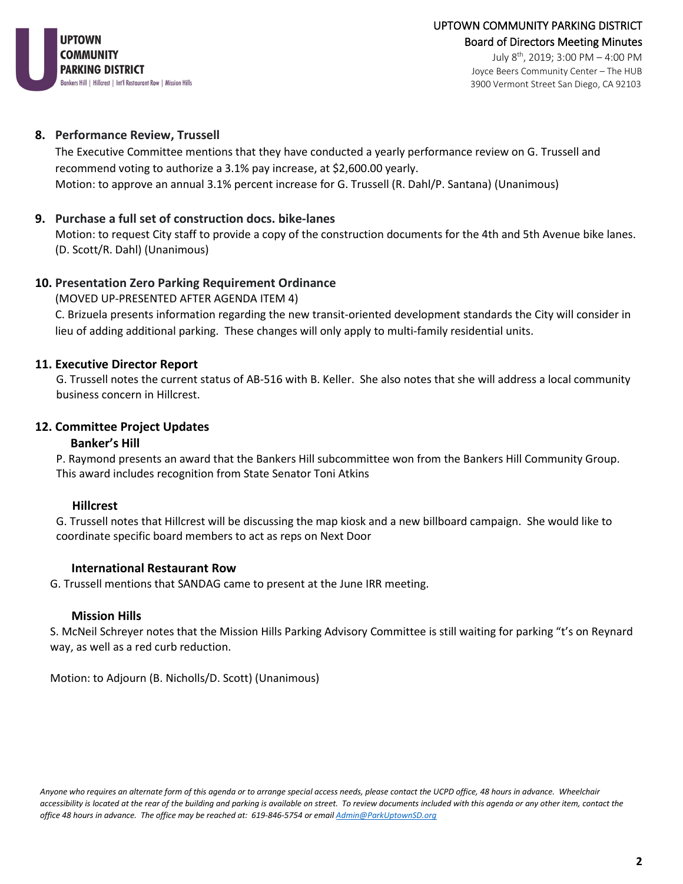**8. Performance Review, Trussell**

The Executive Committee mentions that they have conducted a yearly performance review on G. Trussell and recommend voting to authorize a 3.1% pay increase, at $2,600.00 yearly.

Motion: to approve an annual 3.1% percent increase for G. Trussell (R. Dahl/P. Santana) (Unanimous)

**9. Purchase a full set of construction docs. bike-lanes**

Motion: to request City staff to provide a copy of the construction documents for the 4th and 5th Avenue bike lanes. (D. Scott/R. Dahl) (Unanimous)

**10. Presentation Zero Parking Requirement Ordinance**

(MOVED UP-PRESENTED AFTER AGENDA ITEM 4)

C. Brizuela presents information regarding the new transit-oriented development standards the City will consider in lieu of adding additional parking. These changes will only apply to multi-family residential units.

**11. Executive Director Report**

G. Trussell notes the current status of AB-516 with B. Keller. She also notes that she will address a local community business concern in Hillcrest.

**12. Committee Project Updates**

**Banker's Hill**

P. Raymond presents an award that the Bankers Hill subcommittee won from the Bankers Hill Community Group. This award includes recognition from State Senator Toni Atkins

**Hillcrest**

G. Trussell notes that Hillcrest will be discussing the map kiosk and a new billboard campaign. She would like to coordinate specific board members to act as reps on Next Door

**International Restaurant Row**

G. Trussell mentions that SANDAG came to present at the June IRR meeting.

**Mission Hills**

S. McNeil Schreyer notes that the Mission Hills Parking Advisory Committee is still waiting for parking "t's on Reynard way, as well as a red curb reduction.

Motion: to Adjourn (B. Nicholls/D. Scott) (Unanimous)

*Anyone who requires an alternate form of this agenda or to arrange special access needs, please contact the UCPD office, 48 hours in advance. Wheelchair accessibility is located at the rear of the building and parking is available on street. To review documents included with this agenda or any other item, contact the office 48 hours in advance. The office may be reached at: 619-846-5754 or email Admin@ParkUptownSD.org*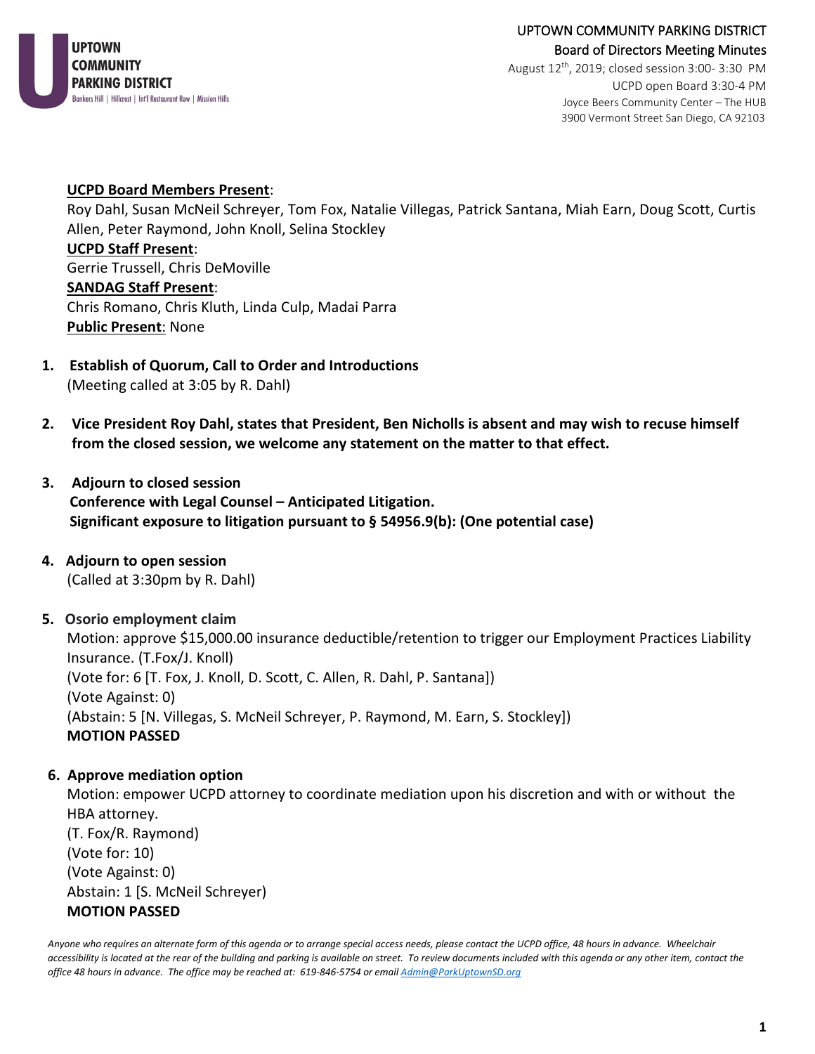UPTOWN COMMUNITY PARKING DISTRICT
Bankers Hill | Hillcrest | Int'l Restaurant Row | Mission Hills

# UPTOWN COMMUNITY PARKING DISTRICT
## Board of Directors Meeting Minutes

August 12th, 2019; closed session 3:00- 3:30 PM
UCPD open Board 3:30-4 PM
Joyce Beers Community Center – The HUB
3900 Vermont Street San Diego, CA 92103

**UCPD Board Members Present**:
Roy Dahl, Susan McNeil Schreyer, Tom Fox, Natalie Villegas, Patrick Santana, Miah Earn, Doug Scott, Curtis Allen, Peter Raymond, John Knoll, Selina Stockley
**UCPD Staff Present**:
Gerrie Trussell, Chris DeMoville
**SANDAG Staff Present**:
Chris Romano, Chris Kluth, Linda Culp, Madai Parra
**Public Present**: None

1. **Establish of Quorum, Call to Order and Introductions**
   (Meeting called at 3:05 by R. Dahl)

2. **Vice President Roy Dahl, states that President, Ben Nicholls is absent and may wish to recuse himself from the closed session, we welcome any statement on the matter to that effect.**

3. **Adjourn to closed session**
   **Conference with Legal Counsel – Anticipated Litigation.**
   **Significant exposure to litigation pursuant to § 54956.9(b): (One potential case)**

4. **Adjourn to open session**
   (Called at 3:30pm by R. Dahl)

5. **Osorio employment claim**
   Motion: approve $15,000.00 insurance deductible/retention to trigger our Employment Practices Liability Insurance. (T.Fox/J. Knoll)
   (Vote for: 6 [T. Fox, J. Knoll, D. Scott, C. Allen, R. Dahl, P. Santana])
   (Vote Against: 0)
   (Abstain: 5 [N. Villegas, S. McNeil Schreyer, P. Raymond, M. Earn, S. Stockley])
   **MOTION PASSED**

6. **Approve mediation option**
   Motion: empower UCPD attorney to coordinate mediation upon his discretion and with or without the HBA attorney.
   (T. Fox/R. Raymond)
   (Vote for: 10)
   (Vote Against: 0)
   Abstain: 1 [S. McNeil Schreyer)
   **MOTION PASSED**

*Anyone who requires an alternate form of this agenda or to arrange special access needs, please contact the UCPD office, 48 hours in advance. Wheelchair accessibility is located at the rear of the building and parking is available on street. To review documents included with this agenda or any other item, contact the office 48 hours in advance. The office may be reached at: 619-846-5754 or email Admin@ParkUptownSD.org*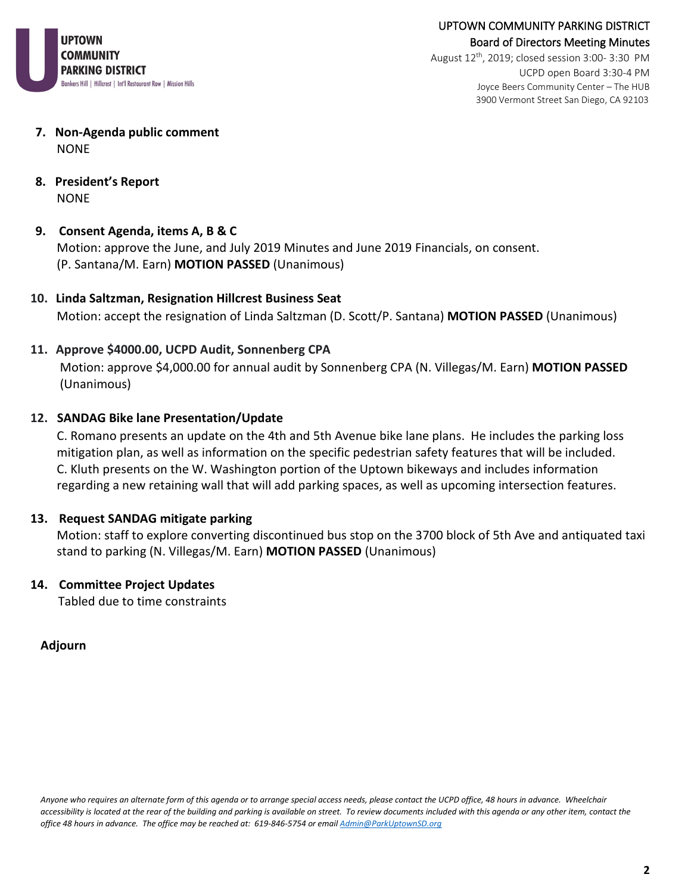**7. Non-Agenda public comment**
NONE

**8. President's Report**
NONE

**9. Consent Agenda, items A, B & C**
Motion: approve the June, and July 2019 Minutes and June 2019 Financials, on consent. (P. Santana/M. Earn) **MOTION PASSED** (Unanimous)

**10. Linda Saltzman, Resignation Hillcrest Business Seat**
Motion: accept the resignation of Linda Saltzman (D. Scott/P. Santana) **MOTION PASSED** (Unanimous)

**11. Approve $4000.00, UCPD Audit, Sonnenberg CPA**
Motion: approve $4,000.00 for annual audit by Sonnenberg CPA (N. Villegas/M. Earn) **MOTION PASSED** (Unanimous)

**12. SANDAG Bike lane Presentation/Update**
C. Romano presents an update on the 4th and 5th Avenue bike lane plans. He includes the parking loss mitigation plan, as well as information on the specific pedestrian safety features that will be included. C. Kluth presents on the W. Washington portion of the Uptown bikeways and includes information regarding a new retaining wall that will add parking spaces, as well as upcoming intersection features.

**13. Request SANDAG mitigate parking**
Motion: staff to explore converting discontinued bus stop on the 3700 block of 5th Ave and antiquated taxi stand to parking (N. Villegas/M. Earn) **MOTION PASSED** (Unanimous)

**14. Committee Project Updates**
Tabled due to time constraints

**Adjourn**

*Anyone who requires an alternate form of this agenda or to arrange special access needs, please contact the UCPD office, 48 hours in advance. Wheelchair accessibility is located at the rear of the building and parking is available on street. To review documents included with this agenda or any other item, contact the office 48 hours in advance. The office may be reached at: 619-846-5754 or email Admin@ParkUptownSD.org*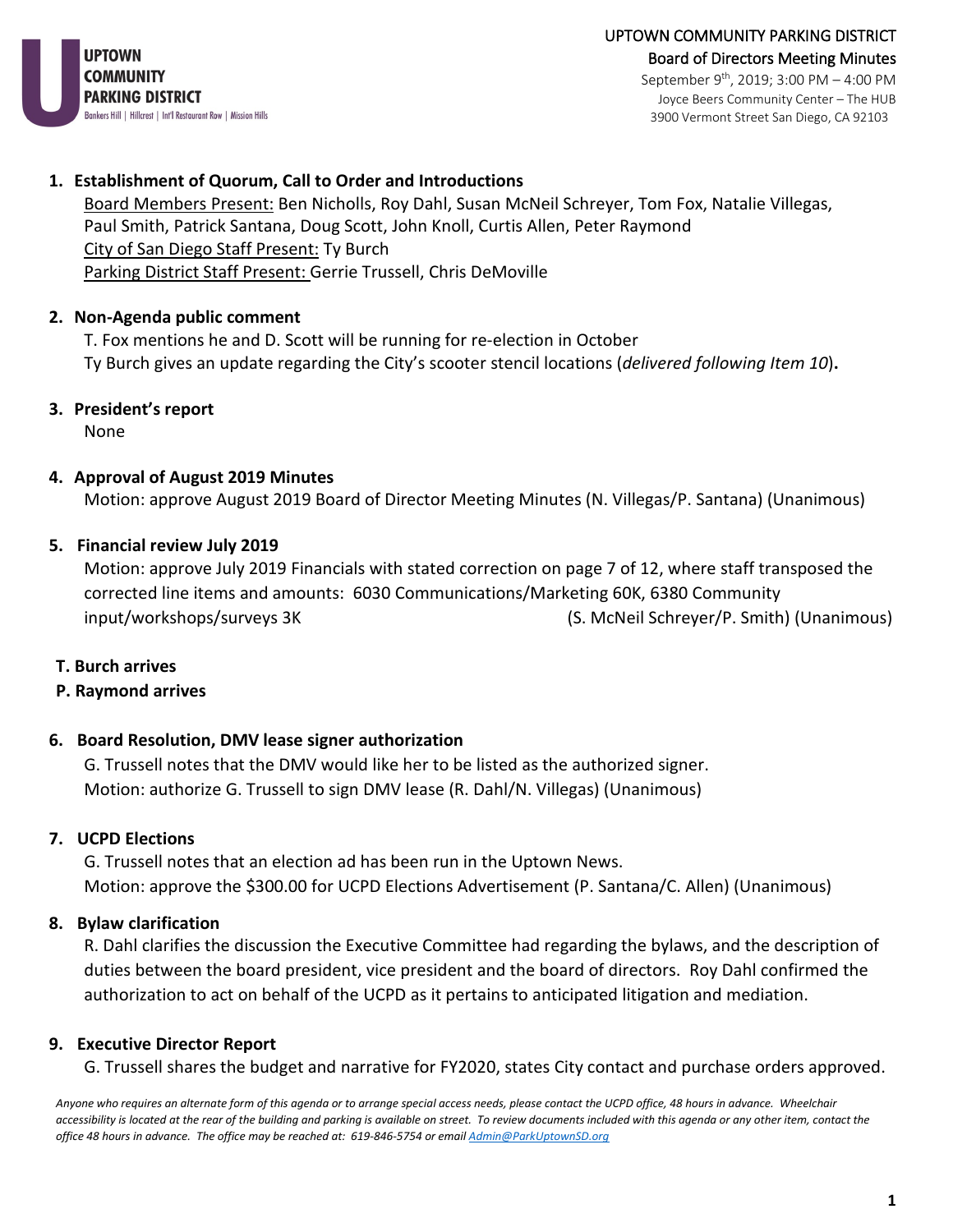UPTOWN COMMUNITY PARKING DISTRICT
Board of Directors Meeting Minutes
September 9th, 2019; 3:00 PM – 4:00 PM
Joyce Beers Community Center – The HUB
3900 Vermont Street San Diego, CA 92103

UPTOWN COMMUNITY PARKING DISTRICT
Bankers Hill | Hillcrest | Int'l Restaurant Row | Mission Hills

1. **Establishment of Quorum, Call to Order and Introductions**
   Board Members Present: Ben Nicholls, Roy Dahl, Susan McNeil Schreyer, Tom Fox, Natalie Villegas, Paul Smith, Patrick Santana, Doug Scott, John Knoll, Curtis Allen, Peter Raymond
   City of San Diego Staff Present: Ty Burch
   Parking District Staff Present: Gerrie Trussell, Chris DeMoville

2. **Non-Agenda public comment**
   T. Fox mentions he and D. Scott will be running for re-election in October
   Ty Burch gives an update regarding the City's scooter stencil locations (*delivered following Item 10*).

3. **President's report**
   None

4. **Approval of August 2019 Minutes**
   Motion: approve August 2019 Board of Director Meeting Minutes (N. Villegas/P. Santana) (Unanimous)

5. **Financial review July 2019**
   Motion: approve July 2019 Financials with stated correction on page 7 of 12, where staff transposed the corrected line items and amounts: 6030 Communications/Marketing 60K, 6380 Community input/workshops/surveys 3K (S. McNeil Schreyer/P. Smith) (Unanimous)

**T. Burch arrives**

**P. Raymond arrives**

6. **Board Resolution, DMV lease signer authorization**
   G. Trussell notes that the DMV would like her to be listed as the authorized signer.
   Motion: authorize G. Trussell to sign DMV lease (R. Dahl/N. Villegas) (Unanimous)

7. **UCPD Elections**
   G. Trussell notes that an election ad has been run in the Uptown News.
   Motion: approve the $300.00 for UCPD Elections Advertisement (P. Santana/C. Allen) (Unanimous)

8. **Bylaw clarification**
   R. Dahl clarifies the discussion the Executive Committee had regarding the bylaws, and the description of duties between the board president, vice president and the board of directors. Roy Dahl confirmed the authorization to act on behalf of the UCPD as it pertains to anticipated litigation and mediation.

9. **Executive Director Report**
   G. Trussell shares the budget and narrative for FY2020, states City contact and purchase orders approved.

*Anyone who requires an alternate form of this agenda or to arrange special access needs, please contact the UCPD office, 48 hours in advance. Wheelchair accessibility is located at the rear of the building and parking is available on street. To review documents included with this agenda or any other item, contact the office 48 hours in advance. The office may be reached at: 619-846-5754 or email Admin@ParkUptownSD.org*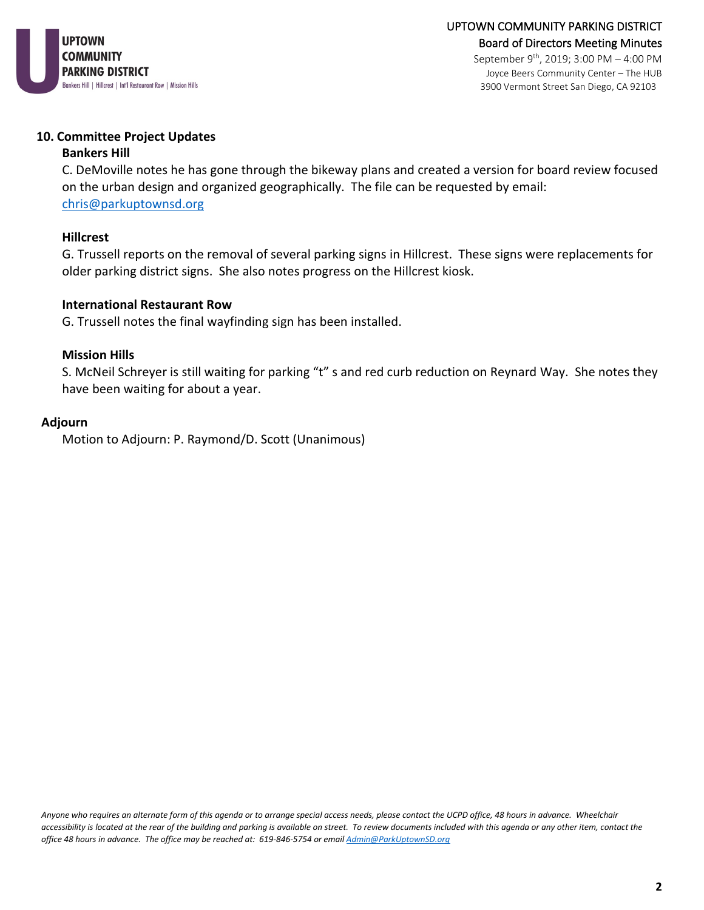## 10. Committee Project Updates

### Bankers Hill

C. DeMoville notes he has gone through the bikeway plans and created a version for board review focused on the urban design and organized geographically. The file can be requested by email: chris@parkuptownsd.org

### Hillcrest

G. Trussell reports on the removal of several parking signs in Hillcrest. These signs were replacements for older parking district signs. She also notes progress on the Hillcrest kiosk.

### International Restaurant Row

G. Trussell notes the final wayfinding sign has been installed.

### Mission Hills

S. McNeil Schreyer is still waiting for parking "t" s and red curb reduction on Reynard Way. She notes they have been waiting for about a year.

## Adjourn

Motion to Adjourn: P. Raymond/D. Scott (Unanimous)

*Anyone who requires an alternate form of this agenda or to arrange special access needs, please contact the UCPD office, 48 hours in advance. Wheelchair accessibility is located at the rear of the building and parking is available on street. To review documents included with this agenda or any other item, contact the office 48 hours in advance. The office may be reached at: 619-846-5754 or email Admin@ParkUptownSD.org*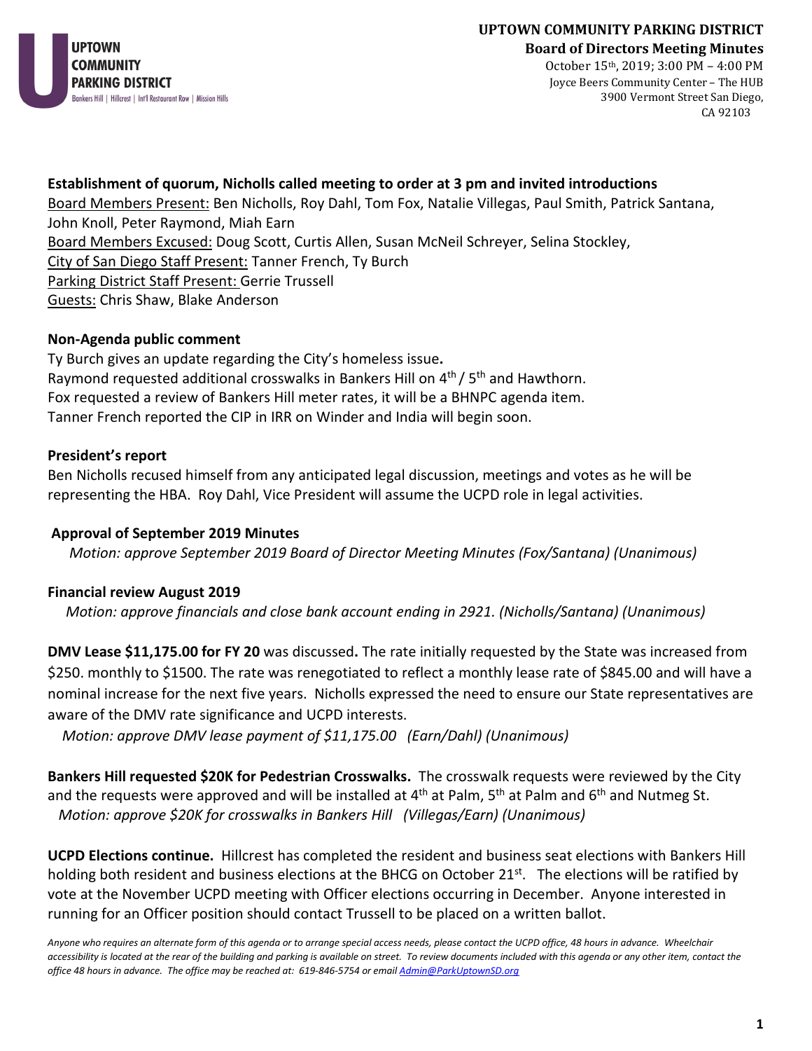UPTOWN COMMUNITY PARKING DISTRICT

Bankers Hill | Hillcrest | Int'l Restaurant Row | Mission Hills

# UPTOWN COMMUNITY PARKING DISTRICT

## Board of Directors Meeting Minutes

October 15th, 2019; 3:00 PM – 4:00 PM
Joyce Beers Community Center – The HUB
3900 Vermont Street San Diego, CA 92103

**Establishment of quorum, Nicholls called meeting to order at 3 pm and invited introductions**

Board Members Present: Ben Nicholls, Roy Dahl, Tom Fox, Natalie Villegas, Paul Smith, Patrick Santana, John Knoll, Peter Raymond, Miah Earn
Board Members Excused: Doug Scott, Curtis Allen, Susan McNeil Schreyer, Selina Stockley,
City of San Diego Staff Present: Tanner French, Ty Burch
Parking District Staff Present: Gerrie Trussell
Guests: Chris Shaw, Blake Anderson

**Non-Agenda public comment**

Ty Burch gives an update regarding the City's homeless issue.
Raymond requested additional crosswalks in Bankers Hill on 4th / 5th and Hawthorn.
Fox requested a review of Bankers Hill meter rates, it will be a BHNPC agenda item.
Tanner French reported the CIP in IRR on Winder and India will begin soon.

**President's report**

Ben Nicholls recused himself from any anticipated legal discussion, meetings and votes as he will be representing the HBA. Roy Dahl, Vice President will assume the UCPD role in legal activities.

**Approval of September 2019 Minutes**

*Motion: approve September 2019 Board of Director Meeting Minutes (Fox/Santana) (Unanimous)*

**Financial review August 2019**

*Motion: approve financials and close bank account ending in 2921. (Nicholls/Santana) (Unanimous)*

**DMV Lease $11,175.00 for FY 20** was discussed**.** The rate initially requested by the State was increased from $250. monthly to $1500. The rate was renegotiated to reflect a monthly lease rate of $845.00 and will have a nominal increase for the next five years. Nicholls expressed the need to ensure our State representatives are aware of the DMV rate significance and UCPD interests.

*Motion: approve DMV lease payment of $11,175.00 (Earn/Dahl) (Unanimous)*

**Bankers Hill requested $20K for Pedestrian Crosswalks.** The crosswalk requests were reviewed by the City and the requests were approved and will be installed at 4th at Palm, 5th at Palm and 6th and Nutmeg St.

*Motion: approve $20K for crosswalks in Bankers Hill (Villegas/Earn) (Unanimous)*

**UCPD Elections continue.** Hillcrest has completed the resident and business seat elections with Bankers Hill holding both resident and business elections at the BHCG on October 21st. The elections will be ratified by vote at the November UCPD meeting with Officer elections occurring in December. Anyone interested in running for an Officer position should contact Trussell to be placed on a written ballot.

*Anyone who requires an alternate form of this agenda or to arrange special access needs, please contact the UCPD office, 48 hours in advance. Wheelchair accessibility is located at the rear of the building and parking is available on street. To review documents included with this agenda or any other item, contact the office 48 hours in advance. The office may be reached at: 619-846-5754 or email Admin@ParkUptownSD.org*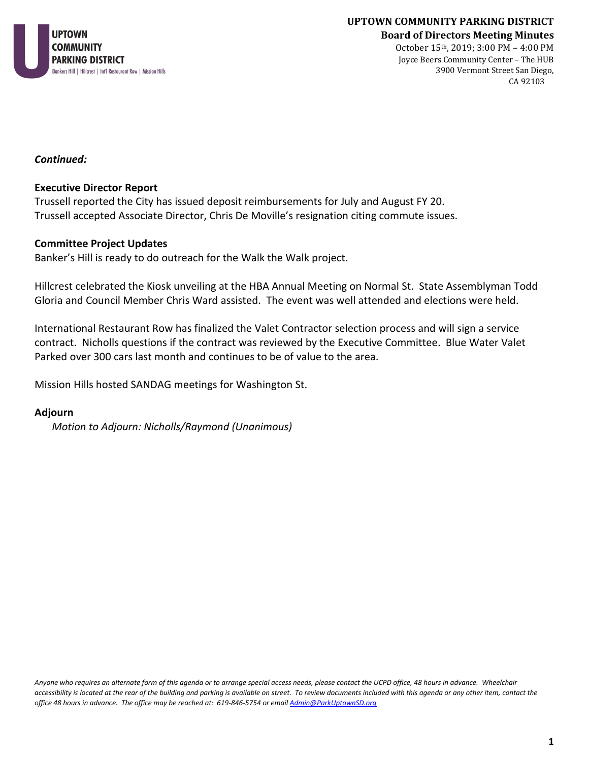UPTOWN COMMUNITY PARKING DISTRICT
Bankers Hill | Hillcrest | Int'l Restaurant Row | Mission Hills

**UPTOWN COMMUNITY PARKING DISTRICT**
**Board of Directors Meeting Minutes**
October 15th, 2019; 3:00 PM – 4:00 PM
Joyce Beers Community Center – The HUB
3900 Vermont Street San Diego, CA 92103

***Continued:***

**Executive Director Report**
Trussell reported the City has issued deposit reimbursements for July and August FY 20.
Trussell accepted Associate Director, Chris De Moville's resignation citing commute issues.

**Committee Project Updates**
Banker's Hill is ready to do outreach for the Walk the Walk project.

Hillcrest celebrated the Kiosk unveiling at the HBA Annual Meeting on Normal St. State Assemblyman Todd Gloria and Council Member Chris Ward assisted. The event was well attended and elections were held.

International Restaurant Row has finalized the Valet Contractor selection process and will sign a service contract. Nicholls questions if the contract was reviewed by the Executive Committee. Blue Water Valet Parked over 300 cars last month and continues to be of value to the area.

Mission Hills hosted SANDAG meetings for Washington St.

**Adjourn**
*Motion to Adjourn: Nicholls/Raymond (Unanimous)*

*Anyone who requires an alternate form of this agenda or to arrange special access needs, please contact the UCPD office, 48 hours in advance. Wheelchair accessibility is located at the rear of the building and parking is available on street. To review documents included with this agenda or any other item, contact the office 48 hours in advance. The office may be reached at: 619-846-5754 or email Admin@ParkUptownSD.org*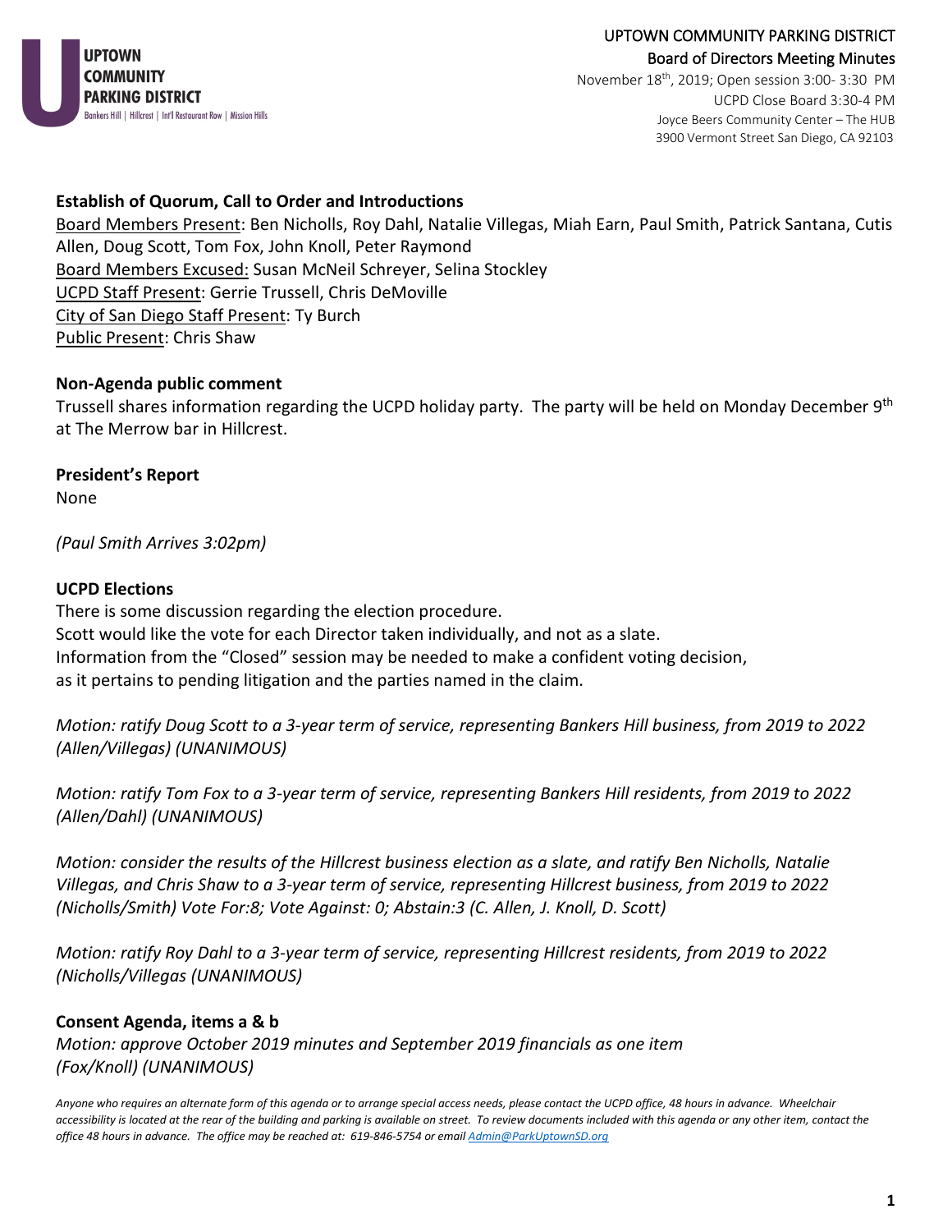UPTOWN COMMUNITY PARKING DISTRICT

Board of Directors Meeting Minutes

November 18th, 2019; Open session 3:00- 3:30 PM

UCPD Close Board 3:30-4 PM

Joyce Beers Community Center – The HUB

3900 Vermont Street San Diego, CA 92103

**Establish of Quorum, Call to Order and Introductions**

Board Members Present: Ben Nicholls, Roy Dahl, Natalie Villegas, Miah Earn, Paul Smith, Patrick Santana, Cutis Allen, Doug Scott, Tom Fox, John Knoll, Peter Raymond

Board Members Excused: Susan McNeil Schreyer, Selina Stockley

UCPD Staff Present: Gerrie Trussell, Chris DeMoville

City of San Diego Staff Present: Ty Burch

Public Present: Chris Shaw

**Non-Agenda public comment**

Trussell shares information regarding the UCPD holiday party. The party will be held on Monday December 9th at The Merrow bar in Hillcrest.

**President's Report**

None

*(Paul Smith Arrives 3:02pm)*

**UCPD Elections**

There is some discussion regarding the election procedure.

Scott would like the vote for each Director taken individually, and not as a slate.

Information from the "Closed" session may be needed to make a confident voting decision, as it pertains to pending litigation and the parties named in the claim.

*Motion: ratify Doug Scott to a 3-year term of service, representing Bankers Hill business, from 2019 to 2022 (Allen/Villegas) (UNANIMOUS)*

*Motion: ratify Tom Fox to a 3-year term of service, representing Bankers Hill residents, from 2019 to 2022 (Allen/Dahl) (UNANIMOUS)*

*Motion: consider the results of the Hillcrest business election as a slate, and ratify Ben Nicholls, Natalie Villegas, and Chris Shaw to a 3-year term of service, representing Hillcrest business, from 2019 to 2022 (Nicholls/Smith) Vote For:8; Vote Against: 0; Abstain:3 (C. Allen, J. Knoll, D. Scott)*

*Motion: ratify Roy Dahl to a 3-year term of service, representing Hillcrest residents, from 2019 to 2022 (Nicholls/Villegas (UNANIMOUS)*

**Consent Agenda, items a & b**

*Motion: approve October 2019 minutes and September 2019 financials as one item (Fox/Knoll) (UNANIMOUS)*

*Anyone who requires an alternate form of this agenda or to arrange special access needs, please contact the UCPD office, 48 hours in advance. Wheelchair accessibility is located at the rear of the building and parking is available on street. To review documents included with this agenda or any other item, contact the office 48 hours in advance. The office may be reached at: 619-846-5754 or email Admin@ParkUptownSD.org*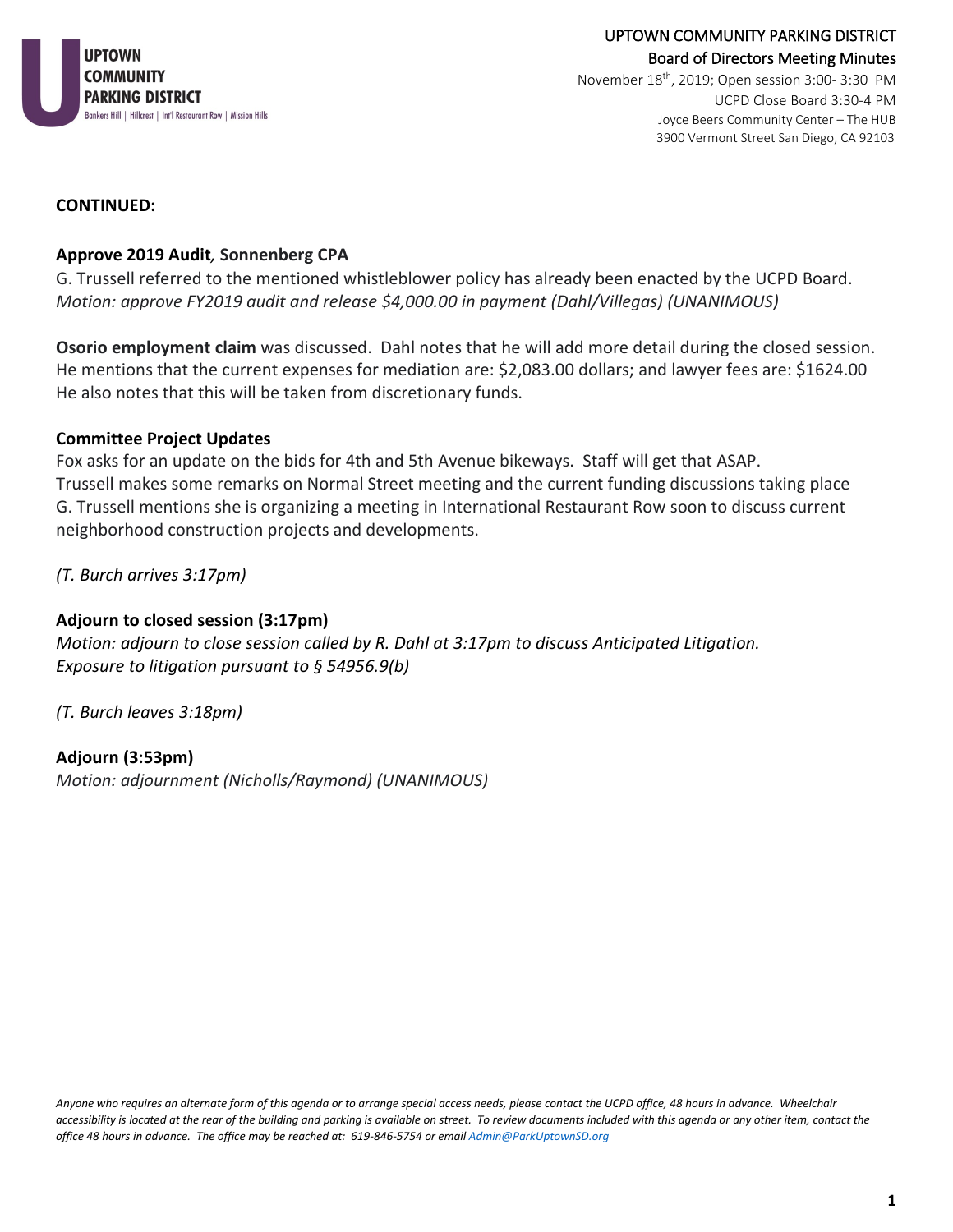**CONTINUED:**

**Approve 2019 Audit**, **Sonnenberg CPA**

G. Trussell referred to the mentioned whistleblower policy has already been enacted by the UCPD Board.
*Motion: approve FY2019 audit and release $4,000.00 in payment (Dahl/Villegas) (UNANIMOUS)*

**Osorio employment claim** was discussed. Dahl notes that he will add more detail during the closed session. He mentions that the current expenses for mediation are: $2,083.00 dollars; and lawyer fees are: $1624.00
He also notes that this will be taken from discretionary funds.

**Committee Project Updates**

Fox asks for an update on the bids for 4th and 5th Avenue bikeways. Staff will get that ASAP.
Trussell makes some remarks on Normal Street meeting and the current funding discussions taking place
G. Trussell mentions she is organizing a meeting in International Restaurant Row soon to discuss current neighborhood construction projects and developments.

*(T. Burch arrives 3:17pm)*

**Adjourn to closed session (3:17pm)**

*Motion: adjourn to close session called by R. Dahl at 3:17pm to discuss Anticipated Litigation. Exposure to litigation pursuant to § 54956.9(b)*

*(T. Burch leaves 3:18pm)*

**Adjourn (3:53pm)**

*Motion: adjournment (Nicholls/Raymond) (UNANIMOUS)*

*Anyone who requires an alternate form of this agenda or to arrange special access needs, please contact the UCPD office, 48 hours in advance. Wheelchair accessibility is located at the rear of the building and parking is available on street. To review documents included with this agenda or any other item, contact the office 48 hours in advance. The office may be reached at: 619-846-5754 or email Admin@ParkUptownSD.org*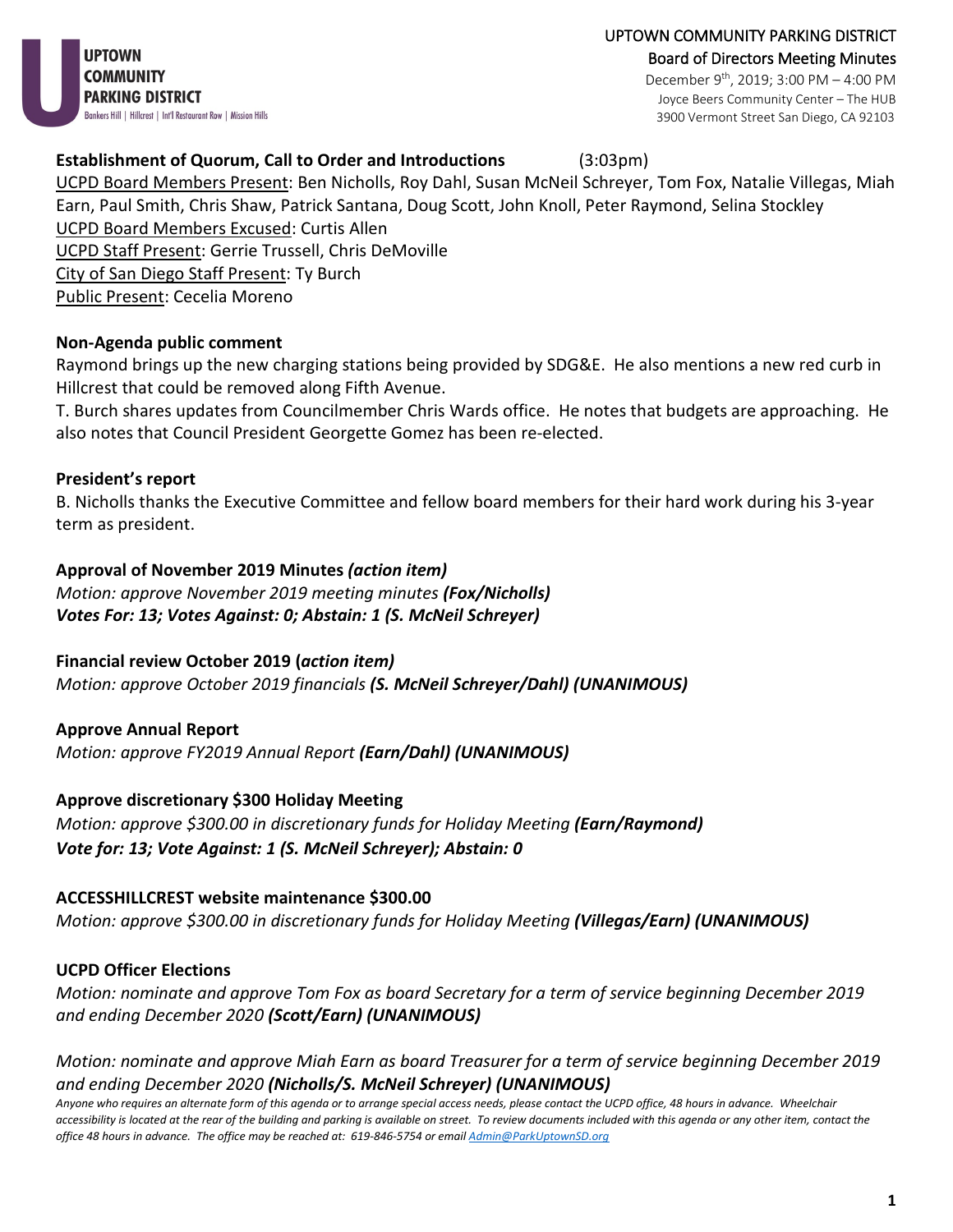UPTOWN COMMUNITY PARKING DISTRICT

Board of Directors Meeting Minutes

December 9th, 2019; 3:00 PM – 4:00 PM

Joyce Beers Community Center – The HUB

3900 Vermont Street San Diego, CA 92103

**Establishment of Quorum, Call to Order and Introductions** (3:03pm)

UCPD Board Members Present: Ben Nicholls, Roy Dahl, Susan McNeil Schreyer, Tom Fox, Natalie Villegas, Miah Earn, Paul Smith, Chris Shaw, Patrick Santana, Doug Scott, John Knoll, Peter Raymond, Selina Stockley

UCPD Board Members Excused: Curtis Allen

UCPD Staff Present: Gerrie Trussell, Chris DeMoville

City of San Diego Staff Present: Ty Burch

Public Present: Cecelia Moreno

**Non-Agenda public comment**

Raymond brings up the new charging stations being provided by SDG&E. He also mentions a new red curb in Hillcrest that could be removed along Fifth Avenue.

T. Burch shares updates from Councilmember Chris Wards office. He notes that budgets are approaching. He also notes that Council President Georgette Gomez has been re-elected.

**President's report**

B. Nicholls thanks the Executive Committee and fellow board members for their hard work during his 3-year term as president.

**Approval of November 2019 Minutes *(action item)***

*Motion: approve November 2019 meeting minutes **(Fox/Nicholls)***

***Votes For: 13; Votes Against: 0; Abstain: 1 (S. McNeil Schreyer)***

**Financial review October 2019 (*action item)***

*Motion: approve October 2019 financials **(S. McNeil Schreyer/Dahl) (UNANIMOUS)***

**Approve Annual Report**

*Motion: approve FY2019 Annual Report **(Earn/Dahl) (UNANIMOUS)***

**Approve discretionary $300 Holiday Meeting**

*Motion: approve $300.00 in discretionary funds for Holiday Meeting **(Earn/Raymond)***

***Vote for: 13; Vote Against: 1 (S. McNeil Schreyer); Abstain: 0***

**ACCESSHILLCREST website maintenance $300.00**

*Motion: approve $300.00 in discretionary funds for Holiday Meeting **(Villegas/Earn) (UNANIMOUS)***

**UCPD Officer Elections**

*Motion: nominate and approve Tom Fox as board Secretary for a term of service beginning December 2019 and ending December 2020 **(Scott/Earn) (UNANIMOUS)***

*Motion: nominate and approve Miah Earn as board Treasurer for a term of service beginning December 2019 and ending December 2020 **(Nicholls/S. McNeil Schreyer) (UNANIMOUS)***

*Anyone who requires an alternate form of this agenda or to arrange special access needs, please contact the UCPD office, 48 hours in advance. Wheelchair accessibility is located at the rear of the building and parking is available on street. To review documents included with this agenda or any other item, contact the office 48 hours in advance. The office may be reached at: 619-846-5754 or email Admin@ParkUptownSD.org*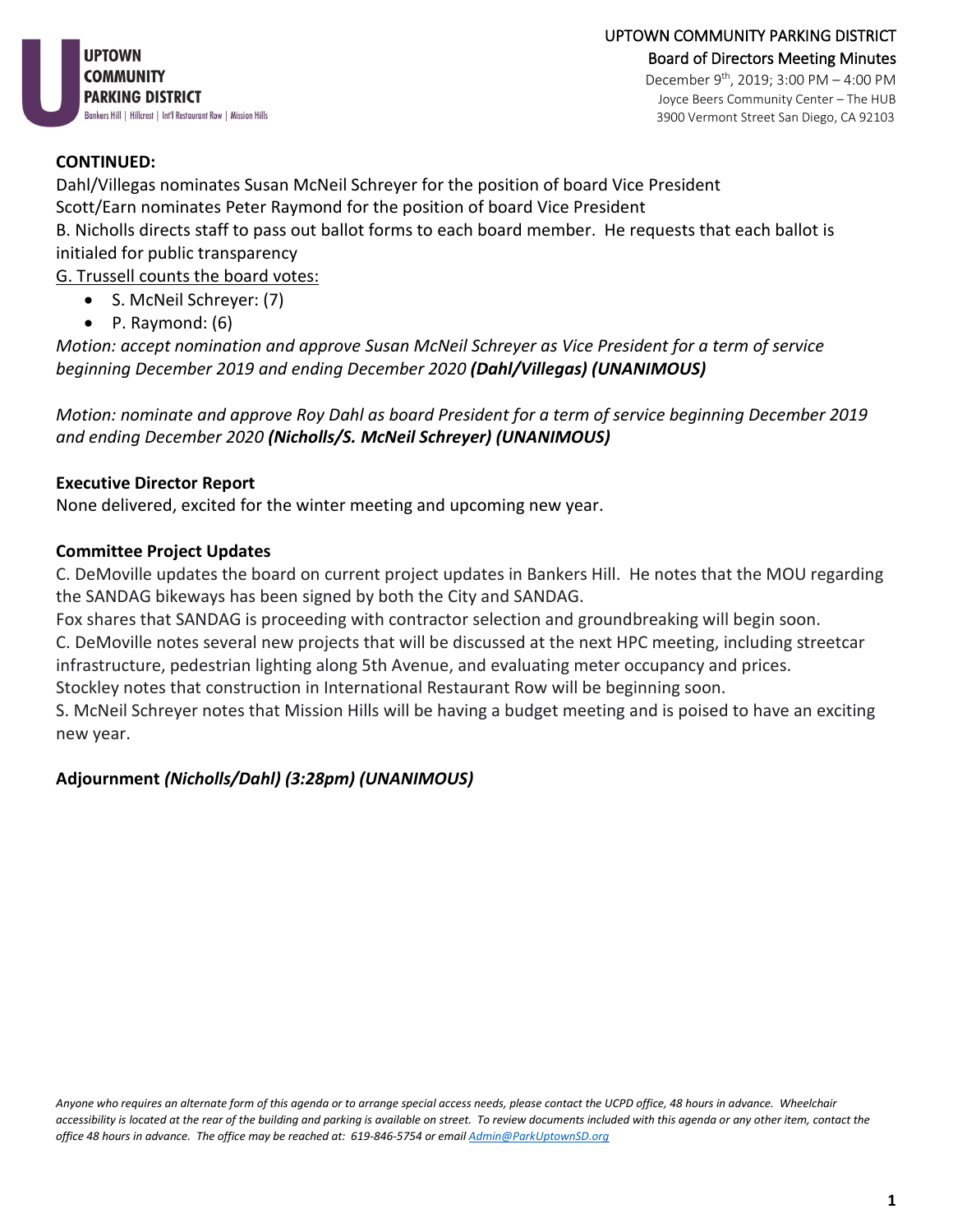**CONTINUED:**

Dahl/Villegas nominates Susan McNeil Schreyer for the position of board Vice President
Scott/Earn nominates Peter Raymond for the position of board Vice President
B. Nicholls directs staff to pass out ballot forms to each board member. He requests that each ballot is initialed for public transparency

G. Trussell counts the board votes:

- S. McNeil Schreyer: (7)
- P. Raymond: (6)

*Motion: accept nomination and approve Susan McNeil Schreyer as Vice President for a term of service beginning December 2019 and ending December 2020* ***(Dahl/Villegas) (UNANIMOUS)***

*Motion: nominate and approve Roy Dahl as board President for a term of service beginning December 2019 and ending December 2020* ***(Nicholls/S. McNeil Schreyer) (UNANIMOUS)***

**Executive Director Report**

None delivered, excited for the winter meeting and upcoming new year.

**Committee Project Updates**

C. DeMoville updates the board on current project updates in Bankers Hill. He notes that the MOU regarding the SANDAG bikeways has been signed by both the City and SANDAG.
Fox shares that SANDAG is proceeding with contractor selection and groundbreaking will begin soon.
C. DeMoville notes several new projects that will be discussed at the next HPC meeting, including streetcar infrastructure, pedestrian lighting along 5th Avenue, and evaluating meter occupancy and prices.
Stockley notes that construction in International Restaurant Row will be beginning soon.
S. McNeil Schreyer notes that Mission Hills will be having a budget meeting and is poised to have an exciting new year.

**Adjournment** ***(Nicholls/Dahl) (3:28pm) (UNANIMOUS)***

*Anyone who requires an alternate form of this agenda or to arrange special access needs, please contact the UCPD office, 48 hours in advance. Wheelchair accessibility is located at the rear of the building and parking is available on street. To review documents included with this agenda or any other item, contact the office 48 hours in advance. The office may be reached at: 619-846-5754 or email Admin@ParkUptownSD.org*